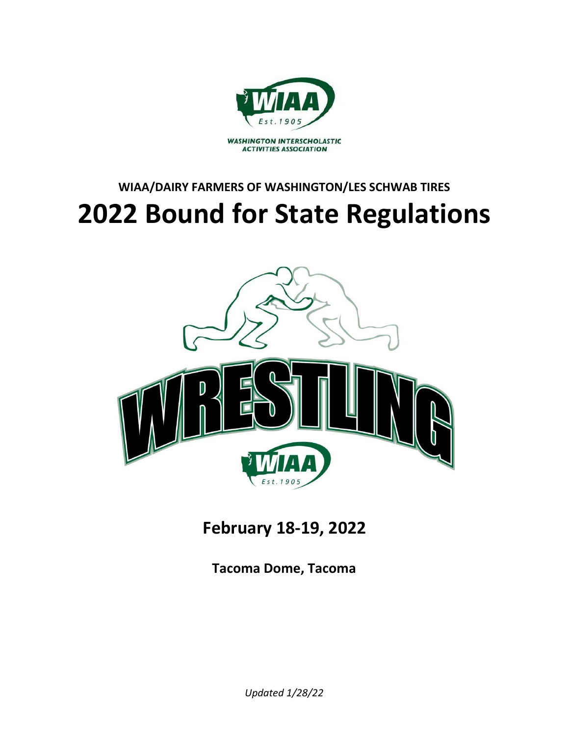WASHINGTON INTERSCHOLASTIC ACTIVITIES ASSOCIATION

**WIAA/DAIRY FARMERS OF WASHINGTON/LES SCHWAB TIRES**

# 2022 Bound for State Regulations

WRESTLING

## February 18-19, 2022

**Tacoma Dome, Tacoma**

*Updated 1/28/22*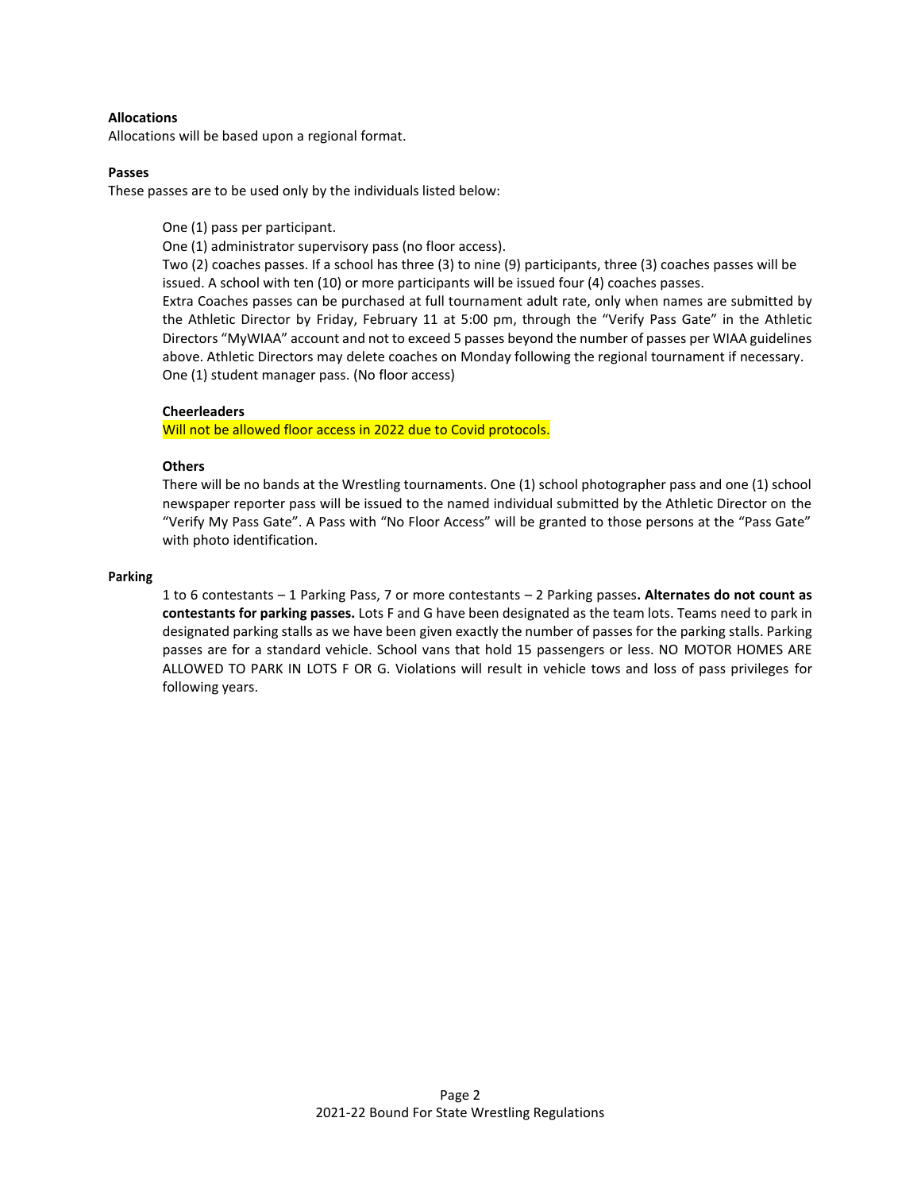**Allocations**

Allocations will be based upon a regional format.

**Passes**

These passes are to be used only by the individuals listed below:

One (1) pass per participant.
One (1) administrator supervisory pass (no floor access).
Two (2) coaches passes. If a school has three (3) to nine (9) participants, three (3) coaches passes will be issued. A school with ten (10) or more participants will be issued four (4) coaches passes.
Extra Coaches passes can be purchased at full tournament adult rate, only when names are submitted by the Athletic Director by Friday, February 11 at 5:00 pm, through the "Verify Pass Gate" in the Athletic Directors "MyWIAA" account and not to exceed 5 passes beyond the number of passes per WIAA guidelines above. Athletic Directors may delete coaches on Monday following the regional tournament if necessary.
One (1) student manager pass. (No floor access)

**Cheerleaders**

Will not be allowed floor access in 2022 due to Covid protocols.

**Others**

There will be no bands at the Wrestling tournaments. One (1) school photographer pass and one (1) school newspaper reporter pass will be issued to the named individual submitted by the Athletic Director on the "Verify My Pass Gate". A Pass with "No Floor Access" will be granted to those persons at the "Pass Gate" with photo identification.

**Parking**

1 to 6 contestants – 1 Parking Pass, 7 or more contestants – 2 Parking passes**. Alternates do not count as contestants for parking passes.** Lots F and G have been designated as the team lots. Teams need to park in designated parking stalls as we have been given exactly the number of passes for the parking stalls. Parking passes are for a standard vehicle. School vans that hold 15 passengers or less. NO MOTOR HOMES ARE ALLOWED TO PARK IN LOTS F OR G. Violations will result in vehicle tows and loss of pass privileges for following years.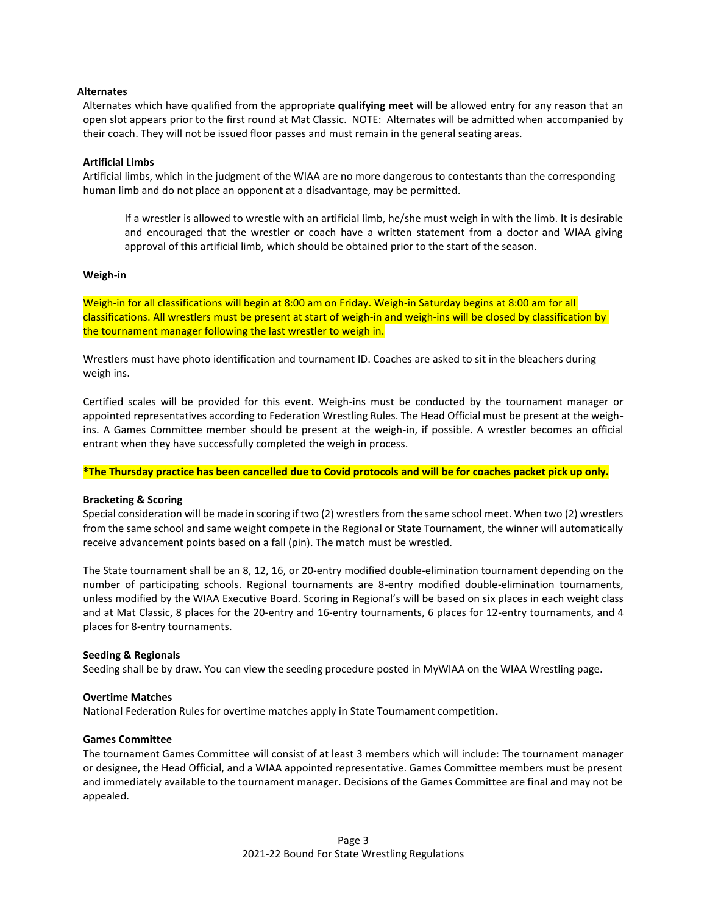### Alternates

Alternates which have qualified from the appropriate **qualifying meet** will be allowed entry for any reason that an open slot appears prior to the first round at Mat Classic. NOTE: Alternates will be admitted when accompanied by their coach. They will not be issued floor passes and must remain in the general seating areas.

### Artificial Limbs

Artificial limbs, which in the judgment of the WIAA are no more dangerous to contestants than the corresponding human limb and do not place an opponent at a disadvantage, may be permitted.

> If a wrestler is allowed to wrestle with an artificial limb, he/she must weigh in with the limb. It is desirable and encouraged that the wrestler or coach have a written statement from a doctor and WIAA giving approval of this artificial limb, which should be obtained prior to the start of the season.

### Weigh-in

Weigh-in for all classifications will begin at 8:00 am on Friday. Weigh-in Saturday begins at 8:00 am for all classifications. All wrestlers must be present at start of weigh-in and weigh-ins will be closed by classification by the tournament manager following the last wrestler to weigh in.

Wrestlers must have photo identification and tournament ID. Coaches are asked to sit in the bleachers during weigh ins.

Certified scales will be provided for this event. Weigh-ins must be conducted by the tournament manager or appointed representatives according to Federation Wrestling Rules. The Head Official must be present at the weigh-ins. A Games Committee member should be present at the weigh-in, if possible. A wrestler becomes an official entrant when they have successfully completed the weigh in process.

**\*The Thursday practice has been cancelled due to Covid protocols and will be for coaches packet pick up only.**

### Bracketing & Scoring

Special consideration will be made in scoring if two (2) wrestlers from the same school meet. When two (2) wrestlers from the same school and same weight compete in the Regional or State Tournament, the winner will automatically receive advancement points based on a fall (pin). The match must be wrestled.

The State tournament shall be an 8, 12, 16, or 20-entry modified double-elimination tournament depending on the number of participating schools. Regional tournaments are 8-entry modified double-elimination tournaments, unless modified by the WIAA Executive Board. Scoring in Regional's will be based on six places in each weight class and at Mat Classic, 8 places for the 20-entry and 16-entry tournaments, 6 places for 12-entry tournaments, and 4 places for 8-entry tournaments.

### Seeding & Regionals

Seeding shall be by draw. You can view the seeding procedure posted in MyWIAA on the WIAA Wrestling page.

### Overtime Matches

National Federation Rules for overtime matches apply in State Tournament competition.

### Games Committee

The tournament Games Committee will consist of at least 3 members which will include: The tournament manager or designee, the Head Official, and a WIAA appointed representative. Games Committee members must be present and immediately available to the tournament manager. Decisions of the Games Committee are final and may not be appealed.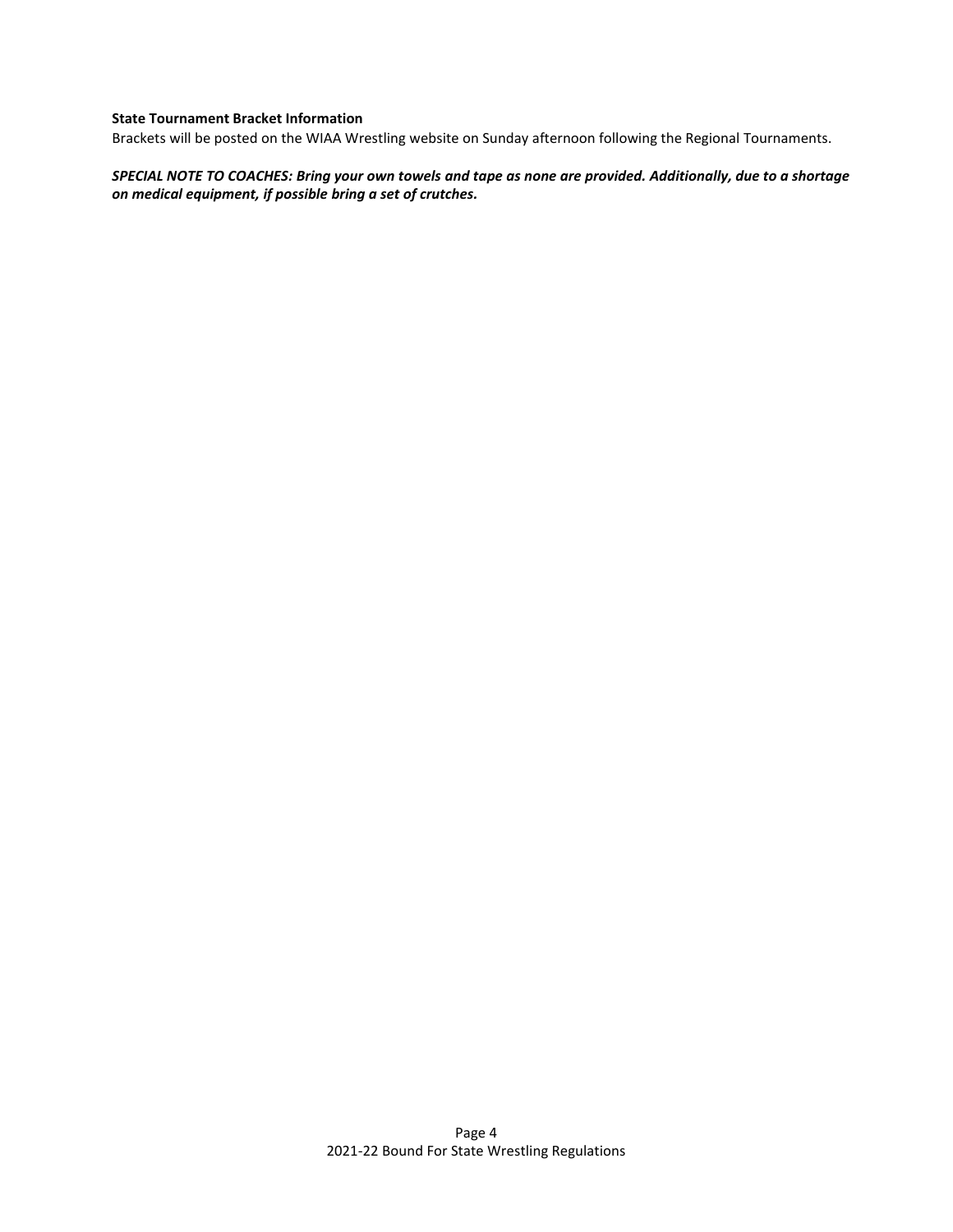**State Tournament Bracket Information**

Brackets will be posted on the WIAA Wrestling website on Sunday afternoon following the Regional Tournaments.

***SPECIAL NOTE TO COACHES: Bring your own towels and tape as none are provided. Additionally, due to a shortage on medical equipment, if possible bring a set of crutches.***